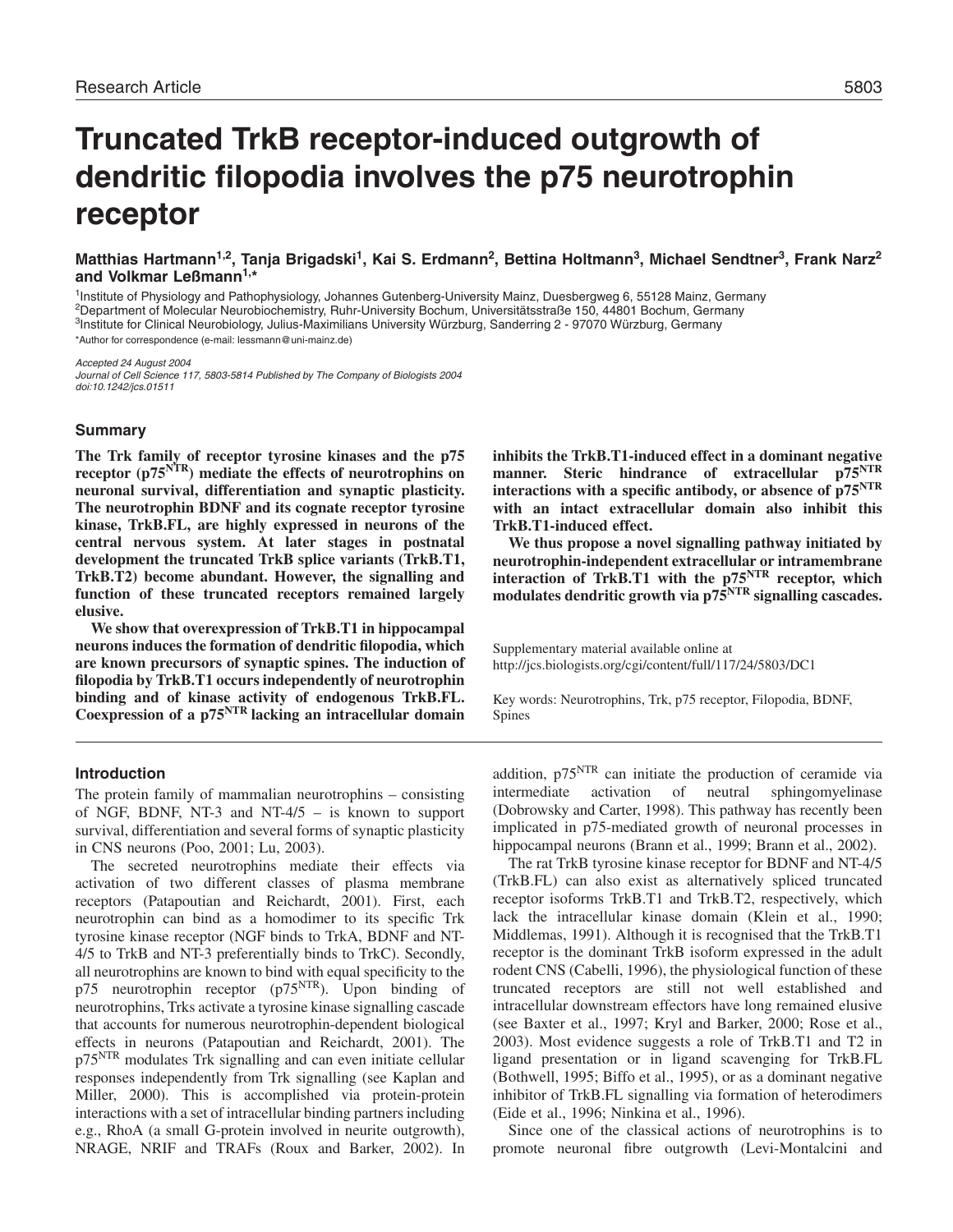Research Article

# Truncated TrkB receptor-induced outgrowth of dendritic filopodia involves the p75 neurotrophin receptor

**Matthias Hartmann[1,2], Tanja Brigadski[1], Kai S. Erdmann[2], Bettina Holtmann[3], Michael Sendtner[3], Frank Narz[2] and Volkmar Leßmann[1,*]**

[1]Institute of Physiology and Pathophysiology, Johannes Gutenberg-University Mainz, Duesbergweg 6, 55128 Mainz, Germany
[2]Department of Molecular Neurobiochemistry, Ruhr-University Bochum, Universitätsstraße 150, 44801 Bochum, Germany
[3]Institute for Clinical Neurobiology, Julius-Maximilians University Würzburg, Sanderring 2 - 97070 Würzburg, Germany
*Author for correspondence (e-mail: lessmann@uni-mainz.de)

*Accepted 24 August 2004*
*Journal of Cell Science 117, 5803-5814 Published by The Company of Biologists 2004*
*doi:10.1242/jcs.01511*

## Summary

**The Trk family of receptor tyrosine kinases and the p75 receptor ($p75^{NTR}$) mediate the effects of neurotrophins on neuronal survival, differentiation and synaptic plasticity. The neurotrophin BDNF and its cognate receptor tyrosine kinase, TrkB.FL, are highly expressed in neurons of the central nervous system. At later stages in postnatal development the truncated TrkB splice variants (TrkB.T1, TrkB.T2) become abundant. However, the signalling and function of these truncated receptors remained largely elusive.**

**We show that overexpression of TrkB.T1 in hippocampal neurons induces the formation of dendritic filopodia, which are known precursors of synaptic spines. The induction of filopodia by TrkB.T1 occurs independently of neurotrophin binding and of kinase activity of endogenous TrkB.FL. Coexpression of a $p75^{NTR}$ lacking an intracellular domain inhibits the TrkB.T1-induced effect in a dominant negative manner. Steric hindrance of extracellular $p75^{NTR}$ interactions with a specific antibody, or absence of $p75^{NTR}$ with an intact extracellular domain also inhibit this TrkB.T1-induced effect.**

**We thus propose a novel signalling pathway initiated by neurotrophin-independent extracellular or intramembrane interaction of TrkB.T1 with the $p75^{NTR}$ receptor, which modulates dendritic growth via $p75^{NTR}$ signalling cascades.**

Supplementary material available online at http://jcs.biologists.org/cgi/content/full/117/24/5803/DC1

Key words: Neurotrophins, Trk, p75 receptor, Filopodia, BDNF, Spines

## Introduction

The protein family of mammalian neurotrophins – consisting of NGF, BDNF, NT-3 and NT-4/5 – is known to support survival, differentiation and several forms of synaptic plasticity in CNS neurons (Poo, 2001; Lu, 2003).

The secreted neurotrophins mediate their effects via activation of two different classes of plasma membrane receptors (Patapoutian and Reichardt, 2001). First, each neurotrophin can bind as a homodimer to its specific Trk tyrosine kinase receptor (NGF binds to TrkA, BDNF and NT-4/5 to TrkB and NT-3 preferentially binds to TrkC). Secondly, all neurotrophins are known to bind with equal specificity to the p75 neurotrophin receptor ($p75^{NTR}$). Upon binding of neurotrophins, Trks activate a tyrosine kinase signalling cascade that accounts for numerous neurotrophin-dependent biological effects in neurons (Patapoutian and Reichardt, 2001). The $p75^{NTR}$ modulates Trk signalling and can even initiate cellular responses independently from Trk signalling (see Kaplan and Miller, 2000). This is accomplished via protein-protein interactions with a set of intracellular binding partners including e.g., RhoA (a small G-protein involved in neurite outgrowth), NRAGE, NRIF and TRAFs (Roux and Barker, 2002). In addition, $p75^{NTR}$ can initiate the production of ceramide via intermediate activation of neutral sphingomyelinase (Dobrowsky and Carter, 1998). This pathway has recently been implicated in p75-mediated growth of neuronal processes in hippocampal neurons (Brann et al., 1999; Brann et al., 2002).

The rat TrkB tyrosine kinase receptor for BDNF and NT-4/5 (TrkB.FL) can also exist as alternatively spliced truncated receptor isoforms TrkB.T1 and TrkB.T2, respectively, which lack the intracellular kinase domain (Klein et al., 1990; Middlemas, 1991). Although it is recognised that the TrkB.T1 receptor is the dominant TrkB isoform expressed in the adult rodent CNS (Cabelli, 1996), the physiological function of these truncated receptors are still not well established and intracellular downstream effectors have long remained elusive (see Baxter et al., 1997; Kryl and Barker, 2000; Rose et al., 2003). Most evidence suggests a role of TrkB.T1 and T2 in ligand presentation or in ligand scavenging for TrkB.FL (Bothwell, 1995; Biffo et al., 1995), or as a dominant negative inhibitor of TrkB.FL signalling via formation of heterodimers (Eide et al., 1996; Ninkina et al., 1996).

Since one of the classical actions of neurotrophins is to promote neuronal fibre outgrowth (Levi-Montalcini and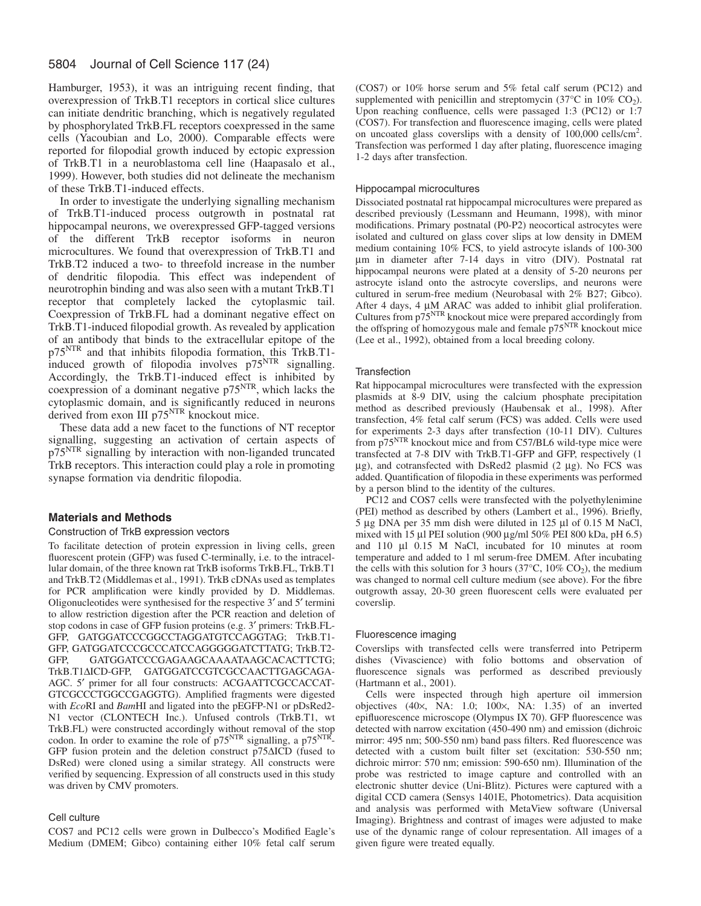Hamburger, 1953), it was an intriguing recent finding, that overexpression of TrkB.T1 receptors in cortical slice cultures can initiate dendritic branching, which is negatively regulated by phosphorylated TrkB.FL receptors coexpressed in the same cells (Yacoubian and Lo, 2000). Comparable effects were reported for filopodial growth induced by ectopic expression of TrkB.T1 in a neuroblastoma cell line (Haapasalo et al., 1999). However, both studies did not delineate the mechanism of these TrkB.T1-induced effects.

In order to investigate the underlying signalling mechanism of TrkB.T1-induced process outgrowth in postnatal rat hippocampal neurons, we overexpressed GFP-tagged versions of the different TrkB receptor isoforms in neuron microcultures. We found that overexpression of TrkB.T1 and TrkB.T2 induced a two- to threefold increase in the number of dendritic filopodia. This effect was independent of neurotrophin binding and was also seen with a mutant TrkB.T1 receptor that completely lacked the cytoplasmic tail. Coexpression of TrkB.FL had a dominant negative effect on TrkB.T1-induced filopodial growth. As revealed by application of an antibody that binds to the extracellular epitope of the $p75^{NTR}$ and that inhibits filopodia formation, this TrkB.T1-induced growth of filopodia involves $p75^{NTR}$ signalling. Accordingly, the TrkB.T1-induced effect is inhibited by coexpression of a dominant negative $p75^{NTR}$, which lacks the cytoplasmic domain, and is significantly reduced in neurons derived from exon III $p75^{NTR}$ knockout mice.

These data add a new facet to the functions of NT receptor signalling, suggesting an activation of certain aspects of $p75^{NTR}$ signalling by interaction with non-liganded truncated TrkB receptors. This interaction could play a role in promoting synapse formation via dendritic filopodia.

## Materials and Methods

### Construction of TrkB expression vectors

To facilitate detection of protein expression in living cells, green fluorescent protein (GFP) was fused C-terminally, i.e. to the intracellular domain, of the three known rat TrkB isoforms TrkB.FL, TrkB.T1 and TrkB.T2 (Middlemas et al., 1991). TrkB cDNAs used as templates for PCR amplification were kindly provided by D. Middlemas. Oligonucleotides were synthesised for the respective 3′ and 5′ termini to allow restriction digestion after the PCR reaction and deletion of stop codons in case of GFP fusion proteins (e.g. 3′ primers: TrkB.FL-GFP, GATGGATCCCGGCCTAGGATGTCCAGGTAG; TrkB.T1-GFP, GATGGATCCCGCCCATCCAGGGGGATCTTATG; TrkB.T2-GFP, GATGGATCCCGAGAAGCAAAATAAGCACACTTCTG; TrkB.T1ΔICD-GFP, GATGGATCCGTCGCCAACTTGAGCAGA-AGC. 5′ primer for all four constructs: ACGAATTCGCCACCAT-GTCGCCCTGGCCGAGGTG). Amplified fragments were digested with *Eco*RI and *Bam*HI and ligated into the pEGFP-N1 or pDsRed2-N1 vector (CLONTECH Inc.). Unfused controls (TrkB.T1, wt TrkB.FL) were constructed accordingly without removal of the stop codon. In order to examine the role of $p75^{NTR}$ signalling, a $p75^{NTR}$-GFP fusion protein and the deletion construct p75ΔICD (fused to DsRed) were cloned using a similar strategy. All constructs were verified by sequencing. Expression of all constructs used in this study was driven by CMV promoters.

### Cell culture

COS7 and PC12 cells were grown in Dulbecco's Modified Eagle's Medium (DMEM; Gibco) containing either 10% fetal calf serum (COS7) or 10% horse serum and 5% fetal calf serum (PC12) and supplemented with penicillin and streptomycin (37°C in 10% $CO_2$). Upon reaching confluence, cells were passaged 1:3 (PC12) or 1:7 (COS7). For transfection and fluorescence imaging, cells were plated on uncoated glass coverslips with a density of 100,000 cells/cm$^2$. Transfection was performed 1 day after plating, fluorescence imaging 1-2 days after transfection.

### Hippocampal microcultures

Dissociated postnatal rat hippocampal microcultures were prepared as described previously (Lessmann and Heumann, 1998), with minor modifications. Primary postnatal (P0-P2) neocortical astrocytes were isolated and cultured on glass cover slips at low density in DMEM medium containing 10% FCS, to yield astrocyte islands of 100-300 μm in diameter after 7-14 days in vitro (DIV). Postnatal rat hippocampal neurons were plated at a density of 5-20 neurons per astrocyte island onto the astrocyte coverslips, and neurons were cultured in serum-free medium (Neurobasal with 2% B27; Gibco). After 4 days, 4 μM ARAC was added to inhibit glial proliferation. Cultures from $p75^{NTR}$ knockout mice were prepared accordingly from the offspring of homozygous male and female $p75^{NTR}$ knockout mice (Lee et al., 1992), obtained from a local breeding colony.

### Transfection

Rat hippocampal microcultures were transfected with the expression plasmids at 8-9 DIV, using the calcium phosphate precipitation method as described previously (Haubensak et al., 1998). After transfection, 4% fetal calf serum (FCS) was added. Cells were used for experiments 2-3 days after transfection (10-11 DIV). Cultures from $p75^{NTR}$ knockout mice and from C57/BL6 wild-type mice were transfected at 7-8 DIV with TrkB.T1-GFP and GFP, respectively (1 μg), and cotransfected with DsRed2 plasmid (2 μg). No FCS was added. Quantification of filopodia in these experiments was performed by a person blind to the identity of the cultures.

PC12 and COS7 cells were transfected with the polyethylenimine (PEI) method as described by others (Lambert et al., 1996). Briefly, 5 μg DNA per 35 mm dish were diluted in 125 μl of 0.15 M NaCl, mixed with 15 μl PEI solution (900 μg/ml 50% PEI 800 kDa, pH 6.5) and 110 μl 0.15 M NaCl, incubated for 10 minutes at room temperature and added to 1 ml serum-free DMEM. After incubating the cells with this solution for 3 hours (37°C, 10% $CO_2$), the medium was changed to normal cell culture medium (see above). For the fibre outgrowth assay, 20-30 green fluorescent cells were evaluated per coverslip.

### Fluorescence imaging

Coverslips with transfected cells were transferred into Petriperm dishes (Vivascience) with folio bottoms and observation of fluorescence signals was performed as described previously (Hartmann et al., 2001).

Cells were inspected through high aperture oil immersion objectives (40×, NA: 1.0; 100×, NA: 1.35) of an inverted epifluorescence microscope (Olympus IX 70). GFP fluorescence was detected with narrow excitation (450-490 nm) and emission (dichroic mirror: 495 nm; 500-550 nm) band pass filters. Red fluorescence was detected with a custom built filter set (excitation: 530-550 nm; dichroic mirror: 570 nm; emission: 590-650 nm). Illumination of the probe was restricted to image capture and controlled with an electronic shutter device (Uni-Blitz). Pictures were captured with a digital CCD camera (Sensys 1401E, Photometrics). Data acquisition and analysis was performed with MetaView software (Universal Imaging). Brightness and contrast of images were adjusted to make use of the dynamic range of colour representation. All images of a given figure were treated equally.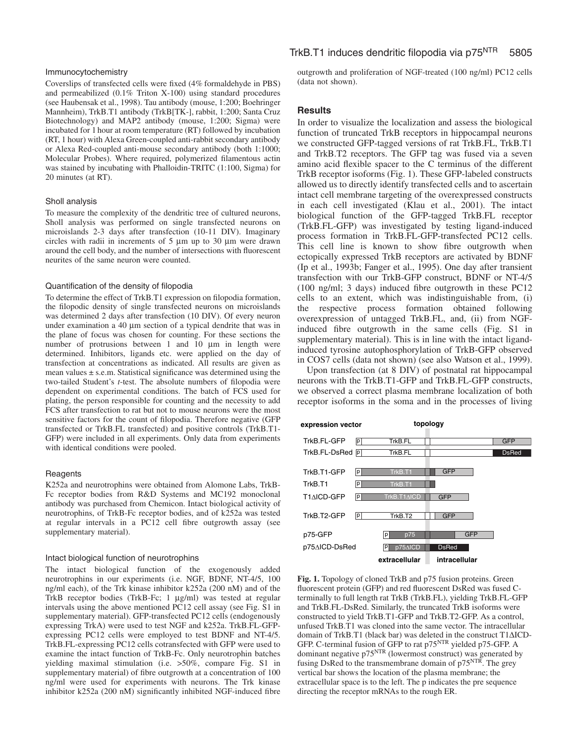### Immunocytochemistry

Coverslips of transfected cells were fixed (4% formaldehyde in PBS) and permeabilized (0.1% Triton X-100) using standard procedures (see Haubensak et al., 1998). Tau antibody (mouse, 1:200; Boehringer Mannheim), TrkB.T1 antibody (TrkB[TK-], rabbit, 1:200; Santa Cruz Biotechnology) and MAP2 antibody (mouse, 1:200; Sigma) were incubated for 1 hour at room temperature (RT) followed by incubation (RT, 1 hour) with Alexa Green-coupled anti-rabbit secondary antibody or Alexa Red-coupled anti-mouse secondary antibody (both 1:1000; Molecular Probes). Where required, polymerized filamentous actin was stained by incubating with Phalloidin-TRITC (1:100, Sigma) for 20 minutes (at RT).

### Sholl analysis

To measure the complexity of the dendritic tree of cultured neurons, Sholl analysis was performed on single transfected neurons on microislands 2-3 days after transfection (10-11 DIV). Imaginary circles with radii in increments of 5 µm up to 30 µm were drawn around the cell body, and the number of intersections with fluorescent neurites of the same neuron were counted.

### Quantification of the density of filopodia

To determine the effect of TrkB.T1 expression on filopodia formation, the filopodic density of single transfected neurons on microislands was determined 2 days after transfection (10 DIV). Of every neuron under examination a 40 µm section of a typical dendrite that was in the plane of focus was chosen for counting. For these sections the number of protrusions between 1 and 10 µm in length were determined. Inhibitors, ligands etc. were applied on the day of transfection at concentrations as indicated. All results are given as mean values ± s.e.m. Statistical significance was determined using the two-tailed Student's *t*-test. The absolute numbers of filopodia were dependent on experimental conditions. The batch of FCS used for plating, the person responsible for counting and the necessity to add FCS after transfection to rat but not to mouse neurons were the most sensitive factors for the count of filopodia. Therefore negative (GFP transfected or TrkB.FL transfected) and positive controls (TrkB.T1-GFP) were included in all experiments. Only data from experiments with identical conditions were pooled.

### Reagents

K252a and neurotrophins were obtained from Alomone Labs, TrkB-Fc receptor bodies from R&D Systems and MC192 monoclonal antibody was purchased from Chemicon. Intact biological activity of neurotrophins, of TrkB-Fc receptor bodies, and of k252a was tested at regular intervals in a PC12 cell fibre outgrowth assay (see supplementary material).

### Intact biological function of neurotrophins

The intact biological function of the exogenously added neurotrophins in our experiments (i.e. NGF, BDNF, NT-4/5, 100 ng/ml each), of the Trk kinase inhibitor k252a (200 nM) and of the TrkB receptor bodies (TrkB-Fc; 1 µg/ml) was tested at regular intervals using the above mentioned PC12 cell assay (see Fig. S1 in supplementary material). GFP-transfected PC12 cells (endogenously expressing TrkA) were used to test NGF and k252a. TrkB.FL-GFP-expressing PC12 cells were employed to test BDNF and NT-4/5. TrkB.FL-expressing PC12 cells cotransfected with GFP were used to examine the intact function of TrkB-Fc. Only neurotrophin batches yielding maximal stimulation (i.e. >50%, compare Fig. S1 in supplementary material) of fibre outgrowth at a concentration of 100 ng/ml were used for experiments with neurons. The Trk kinase inhibitor k252a (200 nM) significantly inhibited NGF-induced fibre outgrowth and proliferation of NGF-treated (100 ng/ml) PC12 cells (data not shown).

## Results

In order to visualize the localization and assess the biological function of truncated TrkB receptors in hippocampal neurons we constructed GFP-tagged versions of rat TrkB.FL, TrkB.T1 and TrkB.T2 receptors. The GFP tag was fused via a seven amino acid flexible spacer to the C terminus of the different TrkB receptor isoforms (Fig. 1). These GFP-labeled constructs allowed us to directly identify transfected cells and to ascertain intact cell membrane targeting of the overexpressed constructs in each cell investigated (Klau et al., 2001). The intact biological function of the GFP-tagged TrkB.FL receptor (TrkB.FL-GFP) was investigated by testing ligand-induced process formation in TrkB.FL-GFP-transfected PC12 cells. This cell line is known to show fibre outgrowth when ectopically expressed TrkB receptors are activated by BDNF (Ip et al., 1993b; Fanger et al., 1995). One day after transient transfection with our TrkB-GFP construct, BDNF or NT-4/5 (100 ng/ml; 3 days) induced fibre outgrowth in these PC12 cells to an extent, which was indistinguishable from, (i) the respective process formation obtained following overexpression of untagged TrkB.FL, and, (ii) from NGF-induced fibre outgrowth in the same cells (Fig. S1 in supplementary material). This is in line with the intact ligand-induced tyrosine autophosphorylation of TrkB-GFP observed in COS7 cells (data not shown) (see also Watson et al., 1999).

Upon transfection (at 8 DIV) of postnatal rat hippocampal neurons with the TrkB.T1-GFP and TrkB.FL-GFP constructs, we observed a correct plasma membrane localization of both receptor isoforms in the soma and in the processes of living

**Fig. 1.** Topology of cloned TrkB and p75 fusion proteins. Green fluorescent protein (GFP) and red fluorescent DsRed was fused C-terminally to full length rat TrkB (TrkB.FL), yielding TrkB.FL-GFP and TrkB.FL-DsRed. Similarly, the truncated TrkB isoforms were constructed to yield TrkB.T1-GFP and TrkB.T2-GFP. As a control, unfused TrkB.T1 was cloned into the same vector. The intracellular domain of TrkB.T1 (black bar) was deleted in the construct T1ΔICD-GFP. C-terminal fusion of GFP to rat p75$^{NTR}$ yielded p75-GFP. A dominant negative p75$^{NTR}$ (lowermost construct) was generated by fusing DsRed to the transmembrane domain of p75$^{NTR}$. The grey vertical bar shows the location of the plasma membrane; the extracellular space is to the left. The p indicates the pre sequence directing the receptor mRNAs to the rough ER.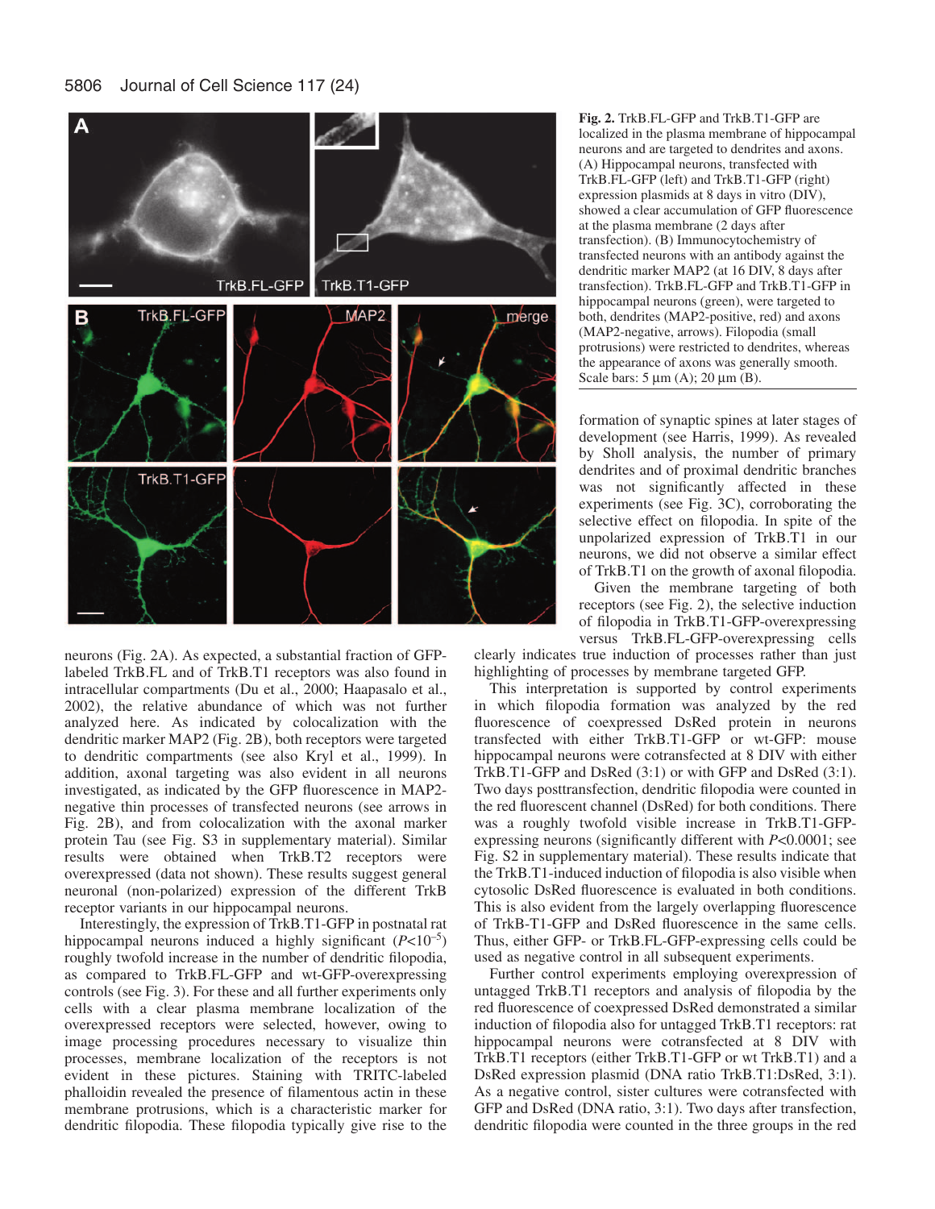**Fig. 2.** TrkB.FL-GFP and TrkB.T1-GFP are localized in the plasma membrane of hippocampal neurons and are targeted to dendrites and axons. (A) Hippocampal neurons, transfected with TrkB.FL-GFP (left) and TrkB.T1-GFP (right) expression plasmids at 8 days in vitro (DIV), showed a clear accumulation of GFP fluorescence at the plasma membrane (2 days after transfection). (B) Immunocytochemistry of transfected neurons with an antibody against the dendritic marker MAP2 (at 16 DIV, 8 days after transfection). TrkB.FL-GFP and TrkB.T1-GFP in hippocampal neurons (green), were targeted to both, dendrites (MAP2-positive, red) and axons (MAP2-negative, arrows). Filopodia (small protrusions) were restricted to dendrites, whereas the appearance of axons was generally smooth. Scale bars: 5 μm (A); 20 μm (B).

neurons (Fig. 2A). As expected, a substantial fraction of GFP-labeled TrkB.FL and of TrkB.T1 receptors was also found in intracellular compartments (Du et al., 2000; Haapasalo et al., 2002), the relative abundance of which was not further analyzed here. As indicated by colocalization with the dendritic marker MAP2 (Fig. 2B), both receptors were targeted to dendritic compartments (see also Kryl et al., 1999). In addition, axonal targeting was also evident in all neurons investigated, as indicated by the GFP fluorescence in MAP2-negative thin processes of transfected neurons (see arrows in Fig. 2B), and from colocalization with the axonal marker protein Tau (see Fig. S3 in supplementary material). Similar results were obtained when TrkB.T2 receptors were overexpressed (data not shown). These results suggest general neuronal (non-polarized) expression of the different TrkB receptor variants in our hippocampal neurons.

Interestingly, the expression of TrkB.T1-GFP in postnatal rat hippocampal neurons induced a highly significant ($P<10^{-5}$) roughly twofold increase in the number of dendritic filopodia, as compared to TrkB.FL-GFP and wt-GFP-overexpressing controls (see Fig. 3). For these and all further experiments only cells with a clear plasma membrane localization of the overexpressed receptors were selected, however, owing to image processing procedures necessary to visualize thin processes, membrane localization of the receptors is not evident in these pictures. Staining with TRITC-labeled phalloidin revealed the presence of filamentous actin in these membrane protrusions, which is a characteristic marker for dendritic filopodia. These filopodia typically give rise to the formation of synaptic spines at later stages of development (see Harris, 1999). As revealed by Sholl analysis, the number of primary dendrites and of proximal dendritic branches was not significantly affected in these experiments (see Fig. 3C), corroborating the selective effect on filopodia. In spite of the unpolarized expression of TrkB.T1 in our neurons, we did not observe a similar effect of TrkB.T1 on the growth of axonal filopodia.

Given the membrane targeting of both receptors (see Fig. 2), the selective induction of filopodia in TrkB.T1-GFP-overexpressing versus TrkB.FL-GFP-overexpressing cells clearly indicates true induction of processes rather than just highlighting of processes by membrane targeted GFP.

This interpretation is supported by control experiments in which filopodia formation was analyzed by the red fluorescence of coexpressed DsRed protein in neurons transfected with either TrkB.T1-GFP or wt-GFP: mouse hippocampal neurons were cotransfected at 8 DIV with either TrkB.T1-GFP and DsRed (3:1) or with GFP and DsRed (3:1). Two days posttransfection, dendritic filopodia were counted in the red fluorescent channel (DsRed) for both conditions. There was a roughly twofold visible increase in TrkB.T1-GFP-expressing neurons (significantly different with $P<0.0001$; see Fig. S2 in supplementary material). These results indicate that the TrkB.T1-induced induction of filopodia is also visible when cytosolic DsRed fluorescence is evaluated in both conditions. This is also evident from the largely overlapping fluorescence of TrkB-T1-GFP and DsRed fluorescence in the same cells. Thus, either GFP- or TrkB.FL-GFP-expressing cells could be used as negative control in all subsequent experiments.

Further control experiments employing overexpression of untagged TrkB.T1 receptors and analysis of filopodia by the red fluorescence of coexpressed DsRed demonstrated a similar induction of filopodia also for untagged TrkB.T1 receptors: rat hippocampal neurons were cotransfected at 8 DIV with TrkB.T1 receptors (either TrkB.T1-GFP or wt TrkB.T1) and a DsRed expression plasmid (DNA ratio TrkB.T1:DsRed, 3:1). As a negative control, sister cultures were cotransfected with GFP and DsRed (DNA ratio, 3:1). Two days after transfection, dendritic filopodia were counted in the three groups in the red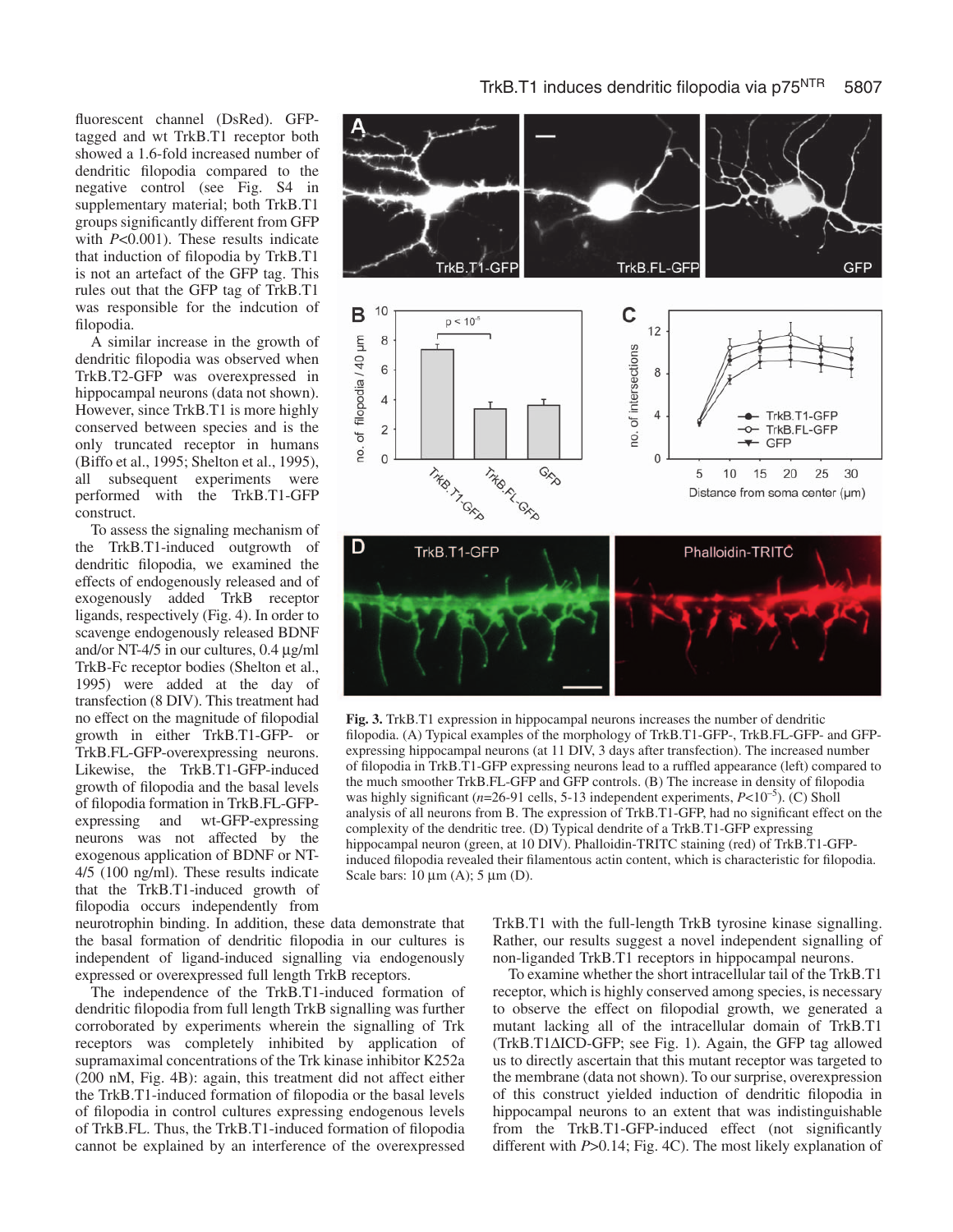fluorescent channel (DsRed). GFP-tagged and wt TrkB.T1 receptor both showed a 1.6-fold increased number of dendritic filopodia compared to the negative control (see Fig. S4 in supplementary material; both TrkB.T1 groups significantly different from GFP with $P$<0.001). These results indicate that induction of filopodia by TrkB.T1 is not an artefact of the GFP tag. This rules out that the GFP tag of TrkB.T1 was responsible for the indcution of filopodia.

A similar increase in the growth of dendritic filopodia was observed when TrkB.T2-GFP was overexpressed in hippocampal neurons (data not shown). However, since TrkB.T1 is more highly conserved between species and is the only truncated receptor in humans (Biffo et al., 1995; Shelton et al., 1995), all subsequent experiments were performed with the TrkB.T1-GFP construct.

To assess the signaling mechanism of the TrkB.T1-induced outgrowth of dendritic filopodia, we examined the effects of endogenously released and of exogenously added TrkB receptor ligands, respectively (Fig. 4). In order to scavenge endogenously released BDNF and/or NT-4/5 in our cultures, 0.4 μg/ml TrkB-Fc receptor bodies (Shelton et al., 1995) were added at the day of transfection (8 DIV). This treatment had no effect on the magnitude of filopodial growth in either TrkB.T1-GFP- or TrkB.FL-GFP-overexpressing neurons. Likewise, the TrkB.T1-GFP-induced growth of filopodia and the basal levels of filopodia formation in TrkB.FL-GFP-expressing and wt-GFP-expressing neurons was not affected by the exogenous application of BDNF or NT-4/5 (100 ng/ml). These results indicate that the TrkB.T1-induced growth of filopodia occurs independently from neurotrophin binding. In addition, these data demonstrate that the basal formation of dendritic filopodia in our cultures is independent of ligand-induced signalling via endogenously expressed or overexpressed full length TrkB receptors.

The independence of the TrkB.T1-induced formation of dendritic filopodia from full length TrkB signalling was further corroborated by experiments wherein the signalling of Trk receptors was completely inhibited by application of supramaximal concentrations of the Trk kinase inhibitor K252a (200 nM, Fig. 4B): again, this treatment did not affect either the TrkB.T1-induced formation of filopodia or the basal levels of filopodia in control cultures expressing endogenous levels of TrkB.FL. Thus, the TrkB.T1-induced formation of filopodia cannot be explained by an interference of the overexpressed TrkB.T1 with the full-length TrkB tyrosine kinase signalling. Rather, our results suggest a novel independent signalling of non-liganded TrkB.T1 receptors in hippocampal neurons.

To examine whether the short intracellular tail of the TrkB.T1 receptor, which is highly conserved among species, is necessary to observe the effect on filopodial growth, we generated a mutant lacking all of the intracellular domain of TrkB.T1 (TrkB.T1ΔICD-GFP; see Fig. 1). Again, the GFP tag allowed us to directly ascertain that this mutant receptor was targeted to the membrane (data not shown). To our surprise, overexpression of this construct yielded induction of dendritic filopodia in hippocampal neurons to an extent that was indistinguishable from the TrkB.T1-GFP-induced effect (not significantly different with $P$>0.14; Fig. 4C). The most likely explanation of

**Fig. 3.** TrkB.T1 expression in hippocampal neurons increases the number of dendritic filopodia. (A) Typical examples of the morphology of TrkB.T1-GFP-, TrkB.FL-GFP- and GFP-expressing hippocampal neurons (at 11 DIV, 3 days after transfection). The increased number of filopodia in TrkB.T1-GFP expressing neurons lead to a ruffled appearance (left) compared to the much smoother TrkB.FL-GFP and GFP controls. (B) The increase in density of filopodia was highly significant ($n$=26-91 cells, 5-13 independent experiments, $P$<$10^{-5}$). (C) Sholl analysis of all neurons from B. The expression of TrkB.T1-GFP, had no significant effect on the complexity of the dendritic tree. (D) Typical dendrite of a TrkB.T1-GFP expressing hippocampal neuron (green, at 10 DIV). Phalloidin-TRITC staining (red) of TrkB.T1-GFP-induced filopodia revealed their filamentous actin content, which is characteristic for filopodia. Scale bars: 10 μm (A); 5 μm (D).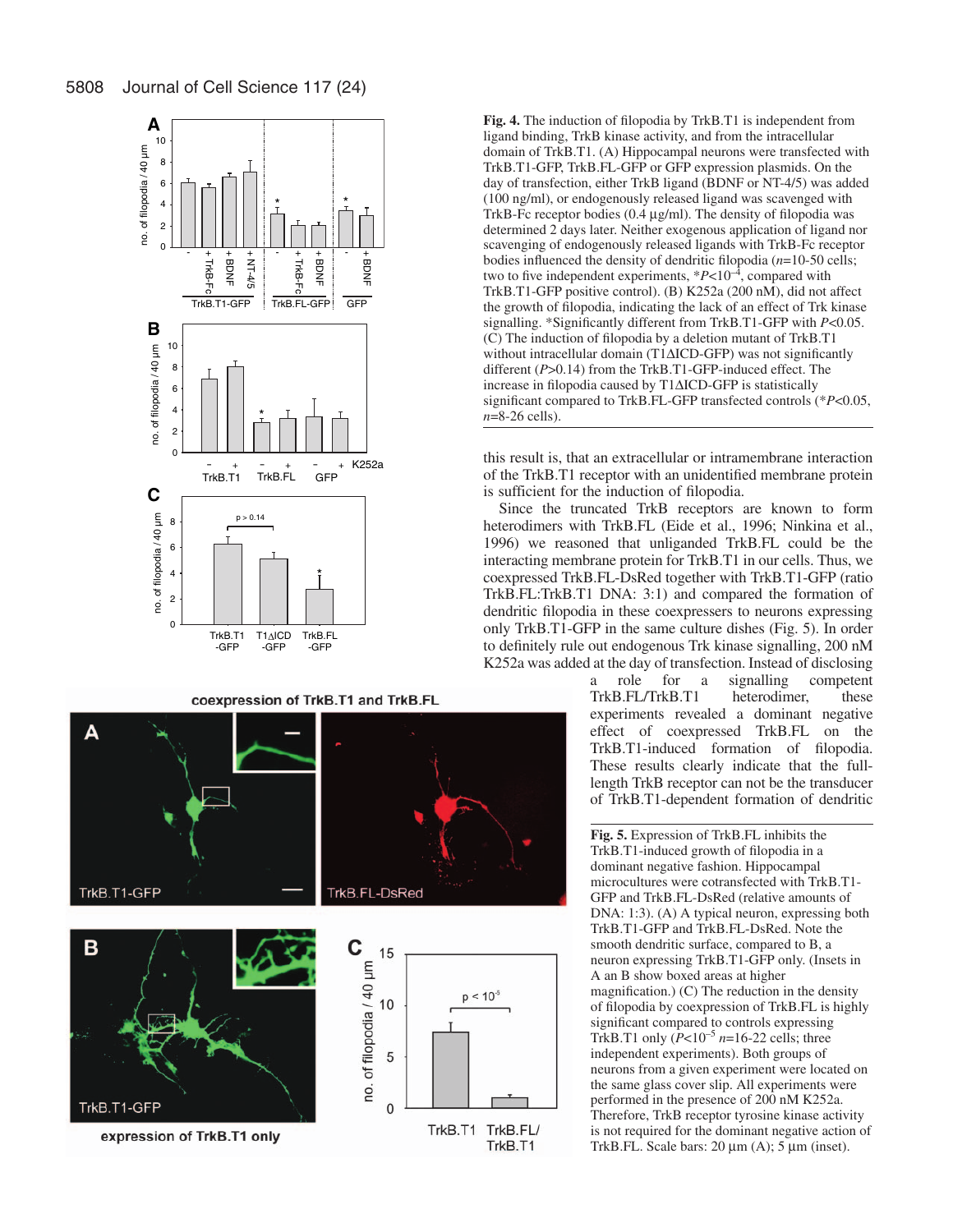**Fig. 4.** The induction of filopodia by TrkB.T1 is independent from ligand binding, TrkB kinase activity, and from the intracellular domain of TrkB.T1. (A) Hippocampal neurons were transfected with TrkB.T1-GFP, TrkB.FL-GFP or GFP expression plasmids. On the day of transfection, either TrkB ligand (BDNF or NT-4/5) was added (100 ng/ml), or endogenously released ligand was scavenged with TrkB-Fc receptor bodies (0.4 μg/ml). The density of filopodia was determined 2 days later. Neither exogenous application of ligand nor scavenging of endogenously released ligands with TrkB-Fc receptor bodies influenced the density of dendritic filopodia ($n$=10-50 cells; two to five independent experiments, *$P<10^{-4}$, compared with TrkB.T1-GFP positive control). (B) K252a (200 nM), did not affect the growth of filopodia, indicating the lack of an effect of Trk kinase signalling. *Significantly different from TrkB.T1-GFP with $P<0.05$. (C) The induction of filopodia by a deletion mutant of TrkB.T1 without intracellular domain (T1ΔICD-GFP) was not significantly different ($P>0.14$) from the TrkB.T1-GFP-induced effect. The increase in filopodia caused by T1ΔICD-GFP is statistically significant compared to TrkB.FL-GFP transfected controls (*$P<0.05$, $n$=8-26 cells).

this result is, that an extracellular or intramembrane interaction of the TrkB.T1 receptor with an unidentified membrane protein is sufficient for the induction of filopodia.

Since the truncated TrkB receptors are known to form heterodimers with TrkB.FL (Eide et al., 1996; Ninkina et al., 1996) we reasoned that unliganded TrkB.FL could be the interacting membrane protein for TrkB.T1 in our cells. Thus, we coexpressed TrkB.FL-DsRed together with TrkB.T1-GFP (ratio TrkB.FL:TrkB.T1 DNA: 3:1) and compared the formation of dendritic filopodia in these coexpressers to neurons expressing only TrkB.T1-GFP in the same culture dishes (Fig. 5). In order to definitely rule out endogenous Trk kinase signalling, 200 nM K252a was added at the day of transfection. Instead of disclosing a role for a signalling competent TrkB.FL/TrkB.T1 heterodimer, these experiments revealed a dominant negative effect of coexpressed TrkB.FL on the TrkB.T1-induced formation of filopodia. These results clearly indicate that the full-length TrkB receptor can not be the transducer of TrkB.T1-dependent formation of dendritic

**Fig. 5.** Expression of TrkB.FL inhibits the TrkB.T1-induced growth of filopodia in a dominant negative fashion. Hippocampal microcultures were cotransfected with TrkB.T1-GFP and TrkB.FL-DsRed (relative amounts of DNA: 1:3). (A) A typical neuron, expressing both TrkB.T1-GFP and TrkB.FL-DsRed. Note the smooth dendritic surface, compared to B, a neuron expressing TrkB.T1-GFP only. (Insets in A an B show boxed areas at higher magnification.) (C) The reduction in the density of filopodia by coexpression of TrkB.FL is highly significant compared to controls expressing TrkB.T1 only ($P<10^{-5}$ $n$=16-22 cells; three independent experiments). Both groups of neurons from a given experiment were located on the same glass cover slip. All experiments were performed in the presence of 200 nM K252a. Therefore, TrkB receptor tyrosine kinase activity is not required for the dominant negative action of TrkB.FL. Scale bars: 20 μm (A); 5 μm (inset).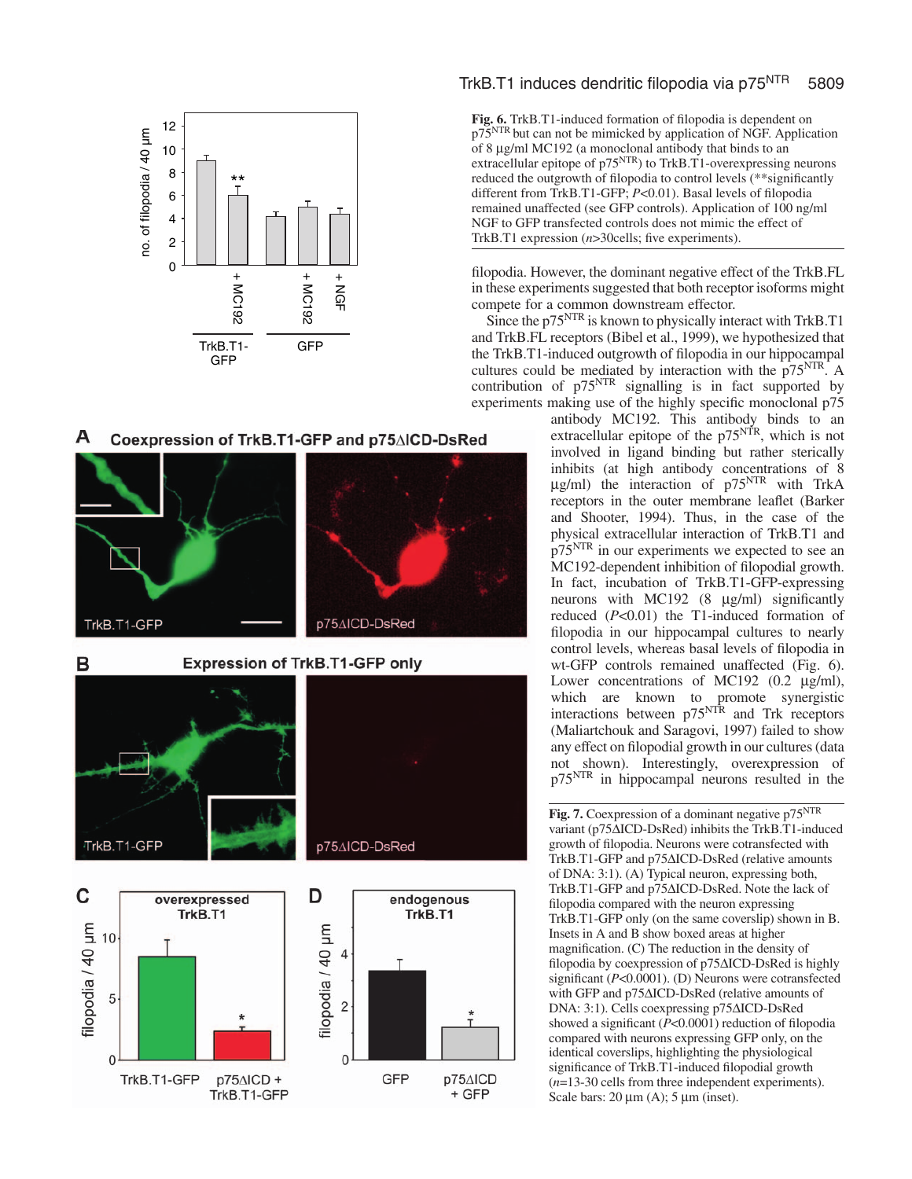**Fig. 6.** TrkB.T1-induced formation of filopodia is dependent on p75[NTR] but can not be mimicked by application of NGF. Application of 8 μg/ml MC192 (a monoclonal antibody that binds to an extracellular epitope of p75[NTR]) to TrkB.T1-overexpressing neurons reduced the outgrowth of filopodia to control levels (**significantly different from TrkB.T1-GFP; $P<0.01$). Basal levels of filopodia remained unaffected (see GFP controls). Application of 100 ng/ml NGF to GFP transfected controls does not mimic the effect of TrkB.T1 expression ($n$>30cells; five experiments).

filopodia. However, the dominant negative effect of the TrkB.FL in these experiments suggested that both receptor isoforms might compete for a common downstream effector.

Since the p75[NTR] is known to physically interact with TrkB.T1 and TrkB.FL receptors (Bibel et al., 1999), we hypothesized that the TrkB.T1-induced outgrowth of filopodia in our hippocampal cultures could be mediated by interaction with the p75[NTR]. A contribution of p75[NTR] signalling is in fact supported by experiments making use of the highly specific monoclonal p75 antibody MC192. This antibody binds to an extracellular epitope of the p75[NTR], which is not involved in ligand binding but rather sterically inhibits (at high antibody concentrations of 8 μg/ml) the interaction of p75[NTR] with TrkA receptors in the outer membrane leaflet (Barker and Shooter, 1994). Thus, in the case of the physical extracellular interaction of TrkB.T1 and p75[NTR] in our experiments we expected to see an MC192-dependent inhibition of filopodial growth. In fact, incubation of TrkB.T1-GFP-expressing neurons with MC192 (8 μg/ml) significantly reduced ($P<0.01$) the T1-induced formation of filopodia in our hippocampal cultures to nearly control levels, whereas basal levels of filopodia in wt-GFP controls remained unaffected (Fig. 6). Lower concentrations of MC192 (0.2 μg/ml), which are known to promote synergistic interactions between p75[NTR] and Trk receptors (Maliartchouk and Saragovi, 1997) failed to show any effect on filopodial growth in our cultures (data not shown). Interestingly, overexpression of p75[NTR] in hippocampal neurons resulted in the

**Fig. 7.** Coexpression of a dominant negative p75[NTR] variant (p75ΔICD-DsRed) inhibits the TrkB.T1-induced growth of filopodia. Neurons were cotransfected with TrkB.T1-GFP and p75ΔICD-DsRed (relative amounts of DNA: 3:1). (A) Typical neuron, expressing both, TrkB.T1-GFP and p75ΔICD-DsRed. Note the lack of filopodia compared with the neuron expressing TrkB.T1-GFP only (on the same coverslip) shown in B. Insets in A and B show boxed areas at higher magnification. (C) The reduction in the density of filopodia by coexpression of p75ΔICD-DsRed is highly significant ($P<0.0001$). (D) Neurons were cotransfected with GFP and p75ΔICD-DsRed (relative amounts of DNA: 3:1). Cells coexpressing p75ΔICD-DsRed showed a significant ($P<0.0001$) reduction of filopodia compared with neurons expressing GFP only, on the identical coverslips, highlighting the physiological significance of TrkB.T1-induced filopodial growth ($n$=13-30 cells from three independent experiments). Scale bars: 20 μm (A); 5 μm (inset).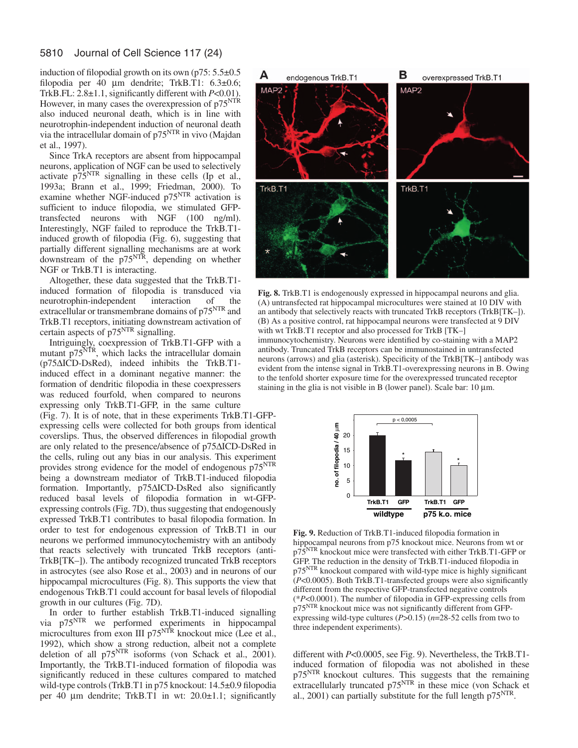induction of filopodial growth on its own (p75: 5.5±0.5 filopodia per 40 µm dendrite; TrkB.T1: 6.3±0.6; TrkB.FL: 2.8±1.1, significantly different with *P*<0.01). However, in many cases the overexpression of p75$^{NTR}$ also induced neuronal death, which is in line with neurotrophin-independent induction of neuronal death via the intracellular domain of p75$^{NTR}$ in vivo (Majdan et al., 1997).

Since TrkA receptors are absent from hippocampal neurons, application of NGF can be used to selectively activate p75$^{NTR}$ signalling in these cells (Ip et al., 1993a; Brann et al., 1999; Friedman, 2000). To examine whether NGF-induced p75$^{NTR}$ activation is sufficient to induce filopodia, we stimulated GFP-transfected neurons with NGF (100 ng/ml). Interestingly, NGF failed to reproduce the TrkB.T1-induced growth of filopodia (Fig. 6), suggesting that partially different signalling mechanisms are at work downstream of the p75$^{NTR}$, depending on whether NGF or TrkB.T1 is interacting.

Altogether, these data suggested that the TrkB.T1-induced formation of filopodia is transduced via neurotrophin-independent interaction of the extracellular or transmembrane domains of p75$^{NTR}$ and TrkB.T1 receptors, initiating downstream activation of certain aspects of p75$^{NTR}$ signalling.

Intriguingly, coexpression of TrkB.T1-GFP with a mutant p75$^{NTR}$, which lacks the intracellular domain (p75ΔICD-DsRed), indeed inhibits the TrkB.T1-induced effect in a dominant negative manner: the formation of dendritic filopodia in these coexpressers was reduced fourfold, when compared to neurons expressing only TrkB.T1-GFP, in the same culture (Fig. 7). It is of note, that in these experiments TrkB.T1-GFP-expressing cells were collected for both groups from identical coverslips. Thus, the observed differences in filopodial growth are only related to the presence/absence of p75ΔICD-DsRed in the cells, ruling out any bias in our analysis. This experiment provides strong evidence for the model of endogenous p75$^{NTR}$ being a downstream mediator of TrkB.T1-induced filopodia formation. Importantly, p75ΔICD-DsRed also significantly reduced basal levels of filopodia formation in wt-GFP-expressing controls (Fig. 7D), thus suggesting that endogenously expressed TrkB.T1 contributes to basal filopodia formation. In order to test for endogenous expression of TrkB.T1 in our neurons we performed immunocytochemistry with an antibody that reacts selectively with truncated TrkB receptors (anti-TrkB[TK–]). The antibody recognized truncated TrkB receptors in astrocytes (see also Rose et al., 2003) and in neurons of our hippocampal microcultures (Fig. 8). This supports the view that endogenous TrkB.T1 could account for basal levels of filopodial growth in our cultures (Fig. 7D).

In order to further establish TrkB.T1-induced signalling via p75$^{NTR}$ we performed experiments in hippocampal microcultures from exon III p75$^{NTR}$ knockout mice (Lee et al., 1992), which show a strong reduction, albeit not a complete deletion of all p75$^{NTR}$ isoforms (von Schack et al., 2001). Importantly, the TrkB.T1-induced formation of filopodia was significantly reduced in these cultures compared to matched wild-type controls (TrkB.T1 in p75 knockout: 14.5±0.9 filopodia per 40 µm dendrite; TrkB.T1 in wt: 20.0±1.1; significantly different with *P*<0.0005, see Fig. 9). Nevertheless, the TrkB.T1-induced formation of filopodia was not abolished in these p75$^{NTR}$ knockout cultures. This suggests that the remaining extracellularly truncated p75$^{NTR}$ in these mice (von Schack et al., 2001) can partially substitute for the full length p75$^{NTR}$.

**Fig. 8.** TrkB.T1 is endogenously expressed in hippocampal neurons and glia. (A) untransfected rat hippocampal microcultures were stained at 10 DIV with an antibody that selectively reacts with truncated TrkB receptors (TrkB[TK–]). (B) As a positive control, rat hippocampal neurons were transfected at 9 DIV with wt TrkB.T1 receptor and also processed for TrkB [TK–] immunocytochemistry. Neurons were identified by co-staining with a MAP2 antibody. Truncated TrkB receptors can be immunostained in untransfected neurons (arrows) and glia (asterisk). Specificity of the TrkB[TK–] antibody was evident from the intense signal in TrkB.T1-overexpressing neurons in B. Owing to the tenfold shorter exposure time for the overexpressed truncated receptor staining in the glia is not visible in B (lower panel). Scale bar: 10 µm.

**Fig. 9.** Reduction of TrkB.T1-induced filopodia formation in hippocampal neurons from p75 knockout mice. Neurons from wt or p75$^{NTR}$ knockout mice were transfected with either TrkB.T1-GFP or GFP. The reduction in the density of TrkB.T1-induced filopodia in p75$^{NTR}$ knockout compared with wild-type mice is highly significant (*P*<0.0005). Both TrkB.T1-transfected groups were also significantly different from the respective GFP-transfected negative controls (\**P*<0.0001). The number of filopodia in GFP-expressing cells from p75$^{NTR}$ knockout mice was not significantly different from GFP-expressing wild-type cultures (*P*>0.15) (*n*=28-52 cells from two to three independent experiments).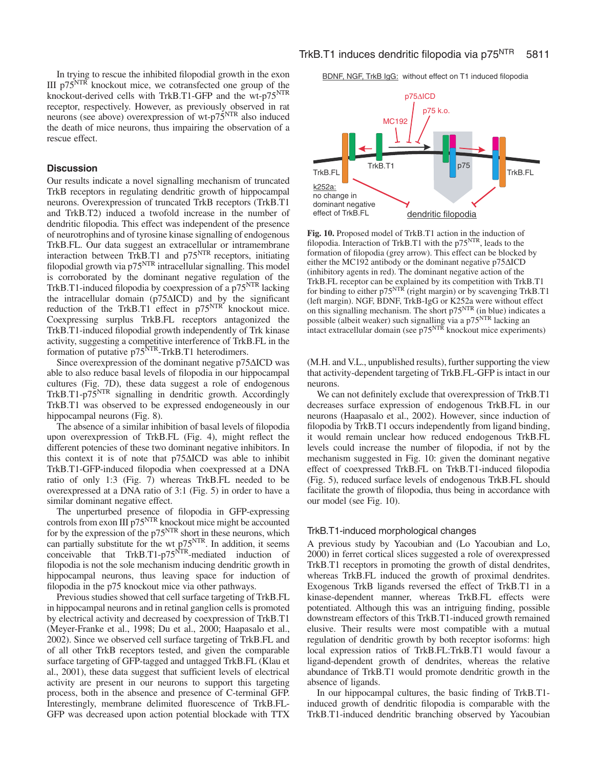In trying to rescue the inhibited filopodial growth in the exon III p75$^{NTR}$ knockout mice, we cotransfected one group of the knockout-derived cells with TrkB.T1-GFP and the wt-p75$^{NTR}$ receptor, respectively. However, as previously observed in rat neurons (see above) overexpression of wt-p75$^{NTR}$ also induced the death of mice neurons, thus impairing the observation of a rescue effect.

## Discussion

Our results indicate a novel signalling mechanism of truncated TrkB receptors in regulating dendritic growth of hippocampal neurons. Overexpression of truncated TrkB receptors (TrkB.T1 and TrkB.T2) induced a twofold increase in the number of dendritic filopodia. This effect was independent of the presence of neurotrophins and of tyrosine kinase signalling of endogenous TrkB.FL. Our data suggest an extracellular or intramembrane interaction between TrkB.T1 and p75$^{NTR}$ receptors, initiating filopodial growth via p75$^{NTR}$ intracellular signalling. This model is corroborated by the dominant negative regulation of the TrkB.T1-induced filopodia by coexpression of a p75$^{NTR}$ lacking the intracellular domain (p75ΔICD) and by the significant reduction of the TrkB.T1 effect in p75$^{NTR}$ knockout mice. Coexpressing surplus TrkB.FL receptors antagonized the TrkB.T1-induced filopodial growth independently of Trk kinase activity, suggesting a competitive interference of TrkB.FL in the formation of putative p75$^{NTR}$-TrkB.T1 heterodimers.

Since overexpression of the dominant negative p75ΔICD was able to also reduce basal levels of filopodia in our hippocampal cultures (Fig. 7D), these data suggest a role of endogenous TrkB.T1-p75$^{NTR}$ signalling in dendritic growth. Accordingly TrkB.T1 was observed to be expressed endogeneously in our hippocampal neurons (Fig. 8).

The absence of a similar inhibition of basal levels of filopodia upon overexpression of TrkB.FL (Fig. 4), might reflect the different potencies of these two dominant negative inhibitors. In this context it is of note that p75ΔICD was able to inhibit TrkB.T1-GFP-induced filopodia when coexpressed at a DNA ratio of only 1:3 (Fig. 7) whereas TrkB.FL needed to be overexpressed at a DNA ratio of 3:1 (Fig. 5) in order to have a similar dominant negative effect.

The unperturbed presence of filopodia in GFP-expressing controls from exon III p75$^{NTR}$ knockout mice might be accounted for by the expression of the p75$^{NTR}$ short in these neurons, which can partially substitute for the wt p75$^{NTR}$. In addition, it seems conceivable that TrkB.T1-p75$^{NTR}$-mediated induction of filopodia is not the sole mechanism inducing dendritic growth in hippocampal neurons, thus leaving space for induction of filopodia in the p75 knockout mice via other pathways.

Previous studies showed that cell surface targeting of TrkB.FL in hippocampal neurons and in retinal ganglion cells is promoted by electrical activity and decreased by coexpression of TrkB.T1 (Meyer-Franke et al., 1998; Du et al., 2000; Haapasalo et al., 2002). Since we observed cell surface targeting of TrkB.FL and of all other TrkB receptors tested, and given the comparable surface targeting of GFP-tagged and untagged TrkB.FL (Klau et al., 2001), these data suggest that sufficient levels of electrical activity are present in our neurons to support this targeting process, both in the absence and presence of C-terminal GFP. Interestingly, membrane delimited fluorescence of TrkB.FL-GFP was decreased upon action potential blockade with TTX (M.H. and V.L., unpublished results), further supporting the view that activity-dependent targeting of TrkB.FL-GFP is intact in our neurons.

We can not definitely exclude that overexpression of TrkB.T1 decreases surface expression of endogenous TrkB.FL in our neurons (Haapasalo et al., 2002). However, since induction of filopodia by TrkB.T1 occurs independently from ligand binding, it would remain unclear how reduced endogenous TrkB.FL levels could increase the number of filopodia, if not by the mechanism suggested in Fig. 10: given the dominant negative effect of coexpressed TrkB.FL on TrkB.T1-induced filopodia (Fig. 5), reduced surface levels of endogenous TrkB.FL should facilitate the growth of filopodia, thus being in accordance with our model (see Fig. 10).

Fig. 10. Proposed model of TrkB.T1 action in the induction of filopodia. Interaction of TrkB.T1 with the p75$^{NTR}$, leads to the formation of filopodia (grey arrow). This effect can be blocked by either the MC192 antibody or the dominant negative p75ΔICD (inhibitory agents in red). The dominant negative action of the TrkB.FL receptor can be explained by its competition with TrkB.T1 for binding to either p75$^{NTR}$ (right margin) or by scavenging TrkB.T1 (left margin). NGF, BDNF, TrkB-IgG or K252a were without effect on this signalling mechanism. The short p75$^{NTR}$ (in blue) indicates a possible (albeit weaker) such signalling via a p75$^{NTR}$ lacking an intact extracellular domain (see p75$^{NTR}$ knockout mice experiments)

### TrkB.T1-induced morphological changes

A previous study by Yacoubian and (Lo Yacoubian and Lo, 2000) in ferret cortical slices suggested a role of overexpressed TrkB.T1 receptors in promoting the growth of distal dendrites, whereas TrkB.FL induced the growth of proximal dendrites. Exogenous TrkB ligands reversed the effect of TrkB.T1 in a kinase-dependent manner, whereas TrkB.FL effects were potentiated. Although this was an intriguing finding, possible downstream effectors of this TrkB.T1-induced growth remained elusive. Their results were most compatible with a mutual regulation of dendritic growth by both receptor isoforms: high local expression ratios of TrkB.FL:TrkB.T1 would favour a ligand-dependent growth of dendrites, whereas the relative abundance of TrkB.T1 would promote dendritic growth in the absence of ligands.

In our hippocampal cultures, the basic finding of TrkB.T1-induced growth of dendritic filopodia is comparable with the TrkB.T1-induced dendritic branching observed by Yacoubian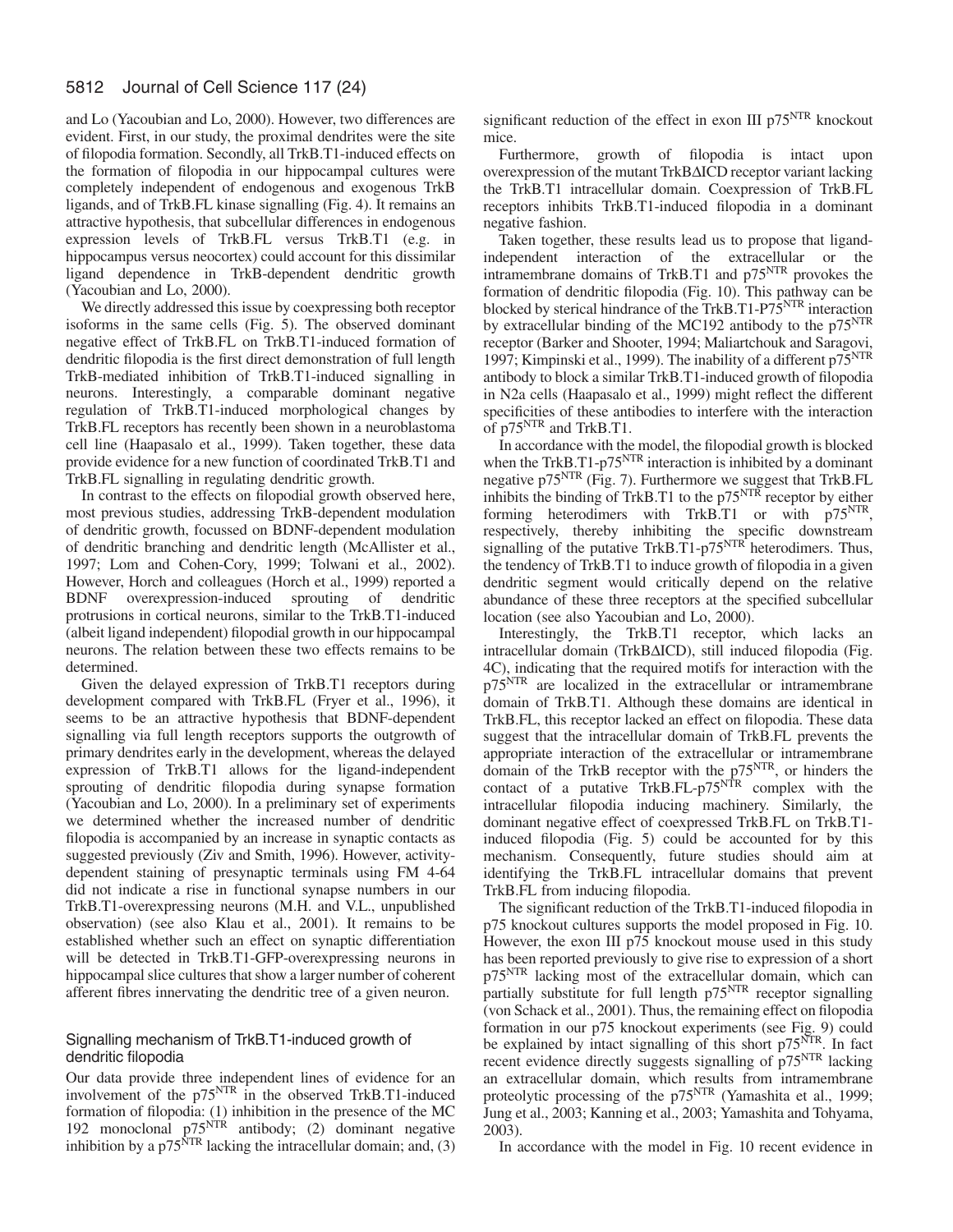and Lo (Yacoubian and Lo, 2000). However, two differences are evident. First, in our study, the proximal dendrites were the site of filopodia formation. Secondly, all TrkB.T1-induced effects on the formation of filopodia in our hippocampal cultures were completely independent of endogenous and exogenous TrkB ligands, and of TrkB.FL kinase signalling (Fig. 4). It remains an attractive hypothesis, that subcellular differences in endogenous expression levels of TrkB.FL versus TrkB.T1 (e.g. in hippocampus versus neocortex) could account for this dissimilar ligand dependence in TrkB-dependent dendritic growth (Yacoubian and Lo, 2000).

We directly addressed this issue by coexpressing both receptor isoforms in the same cells (Fig. 5). The observed dominant negative effect of TrkB.FL on TrkB.T1-induced formation of dendritic filopodia is the first direct demonstration of full length TrkB-mediated inhibition of TrkB.T1-induced signalling in neurons. Interestingly, a comparable dominant negative regulation of TrkB.T1-induced morphological changes by TrkB.FL receptors has recently been shown in a neuroblastoma cell line (Haapasalo et al., 1999). Taken together, these data provide evidence for a new function of coordinated TrkB.T1 and TrkB.FL signalling in regulating dendritic growth.

In contrast to the effects on filopodial growth observed here, most previous studies, addressing TrkB-dependent modulation of dendritic growth, focussed on BDNF-dependent modulation of dendritic branching and dendritic length (McAllister et al., 1997; Lom and Cohen-Cory, 1999; Tolwani et al., 2002). However, Horch and colleagues (Horch et al., 1999) reported a BDNF overexpression-induced sprouting of dendritic protrusions in cortical neurons, similar to the TrkB.T1-induced (albeit ligand independent) filopodial growth in our hippocampal neurons. The relation between these two effects remains to be determined.

Given the delayed expression of TrkB.T1 receptors during development compared with TrkB.FL (Fryer et al., 1996), it seems to be an attractive hypothesis that BDNF-dependent signalling via full length receptors supports the outgrowth of primary dendrites early in the development, whereas the delayed expression of TrkB.T1 allows for the ligand-independent sprouting of dendritic filopodia during synapse formation (Yacoubian and Lo, 2000). In a preliminary set of experiments we determined whether the increased number of dendritic filopodia is accompanied by an increase in synaptic contacts as suggested previously (Ziv and Smith, 1996). However, activity-dependent staining of presynaptic terminals using FM 4-64 did not indicate a rise in functional synapse numbers in our TrkB.T1-overexpressing neurons (M.H. and V.L., unpublished observation) (see also Klau et al., 2001). It remains to be established whether such an effect on synaptic differentiation will be detected in TrkB.T1-GFP-overexpressing neurons in hippocampal slice cultures that show a larger number of coherent afferent fibres innervating the dendritic tree of a given neuron.

### Signalling mechanism of TrkB.T1-induced growth of dendritic filopodia

Our data provide three independent lines of evidence for an involvement of the $p75^{NTR}$ in the observed TrkB.T1-induced formation of filopodia: (1) inhibition in the presence of the MC 192 monoclonal $p75^{NTR}$ antibody; (2) dominant negative inhibition by a $p75^{NTR}$ lacking the intracellular domain; and, (3) significant reduction of the effect in exon III $p75^{NTR}$ knockout mice.

Furthermore, growth of filopodia is intact upon overexpression of the mutant TrkBΔICD receptor variant lacking the TrkB.T1 intracellular domain. Coexpression of TrkB.FL receptors inhibits TrkB.T1-induced filopodia in a dominant negative fashion.

Taken together, these results lead us to propose that ligand-independent interaction of the extracellular or the intramembrane domains of TrkB.T1 and $p75^{NTR}$ provokes the formation of dendritic filopodia (Fig. 10). This pathway can be blocked by sterical hindrance of the TrkB.T1-$P75^{NTR}$ interaction by extracellular binding of the MC192 antibody to the $p75^{NTR}$ receptor (Barker and Shooter, 1994; Maliartchouk and Saragovi, 1997; Kimpinski et al., 1999). The inability of a different $p75^{NTR}$ antibody to block a similar TrkB.T1-induced growth of filopodia in N2a cells (Haapasalo et al., 1999) might reflect the different specificities of these antibodies to interfere with the interaction of $p75^{NTR}$ and TrkB.T1.

In accordance with the model, the filopodial growth is blocked when the TrkB.T1-$p75^{NTR}$ interaction is inhibited by a dominant negative $p75^{NTR}$ (Fig. 7). Furthermore we suggest that TrkB.FL inhibits the binding of TrkB.T1 to the $p75^{NTR}$ receptor by either forming heterodimers with TrkB.T1 or with $p75^{NTR}$, respectively, thereby inhibiting the specific downstream signalling of the putative TrkB.T1-$p75^{NTR}$ heterodimers. Thus, the tendency of TrkB.T1 to induce growth of filopodia in a given dendritic segment would critically depend on the relative abundance of these three receptors at the specified subcellular location (see also Yacoubian and Lo, 2000).

Interestingly, the TrkB.T1 receptor, which lacks an intracellular domain (TrkBΔICD), still induced filopodia (Fig. 4C), indicating that the required motifs for interaction with the $p75^{NTR}$ are localized in the extracellular or intramembrane domain of TrkB.T1. Although these domains are identical in TrkB.FL, this receptor lacked an effect on filopodia. These data suggest that the intracellular domain of TrkB.FL prevents the appropriate interaction of the extracellular or intramembrane domain of the TrkB receptor with the $p75^{NTR}$, or hinders the contact of a putative TrkB.FL-$p75^{NTR}$ complex with the intracellular filopodia inducing machinery. Similarly, the dominant negative effect of coexpressed TrkB.FL on TrkB.T1-induced filopodia (Fig. 5) could be accounted for by this mechanism. Consequently, future studies should aim at identifying the TrkB.FL intracellular domains that prevent TrkB.FL from inducing filopodia.

The significant reduction of the TrkB.T1-induced filopodia in p75 knockout cultures supports the model proposed in Fig. 10. However, the exon III p75 knockout mouse used in this study has been reported previously to give rise to expression of a short $p75^{NTR}$ lacking most of the extracellular domain, which can partially substitute for full length $p75^{NTR}$ receptor signalling (von Schack et al., 2001). Thus, the remaining effect on filopodia formation in our p75 knockout experiments (see Fig. 9) could be explained by intact signalling of this short $p75^{NTR}$. In fact recent evidence directly suggests signalling of $p75^{NTR}$ lacking an extracellular domain, which results from intramembrane proteolytic processing of the $p75^{NTR}$ (Yamashita et al., 1999; Jung et al., 2003; Kanning et al., 2003; Yamashita and Tohyama, 2003).

In accordance with the model in Fig. 10 recent evidence in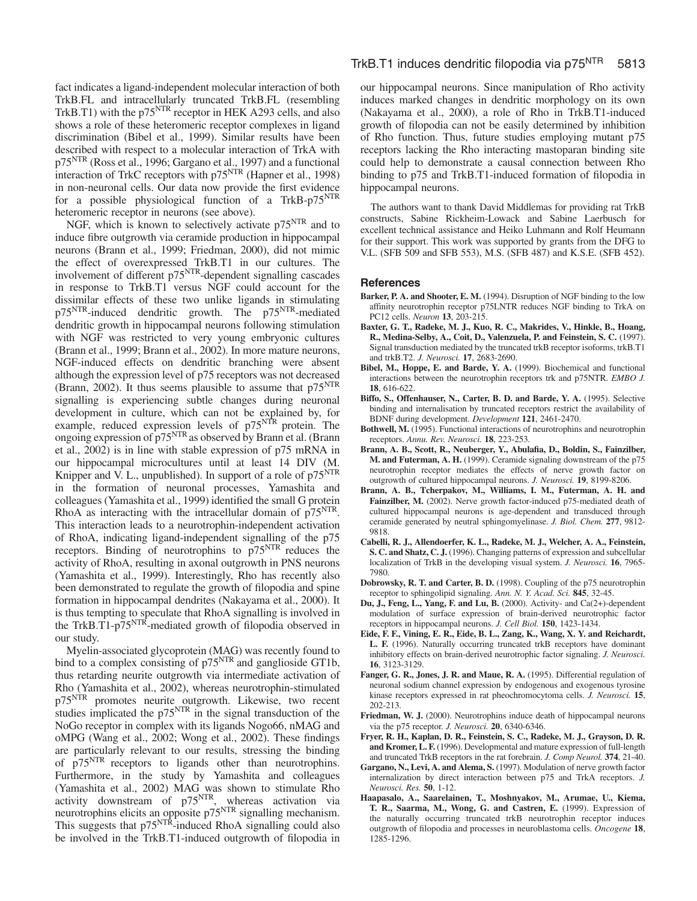fact indicates a ligand-independent molecular interaction of both TrkB.FL and intracellularly truncated TrkB.FL (resembling TrkB.T1) with the $p75^{NTR}$ receptor in HEK A293 cells, and also shows a role of these heteromeric receptor complexes in ligand discrimination (Bibel et al., 1999). Similar results have been described with respect to a molecular interaction of TrkA with $p75^{NTR}$ (Ross et al., 1996; Gargano et al., 1997) and a functional interaction of TrkC receptors with $p75^{NTR}$ (Hapner et al., 1998) in non-neuronal cells. Our data now provide the first evidence for a possible physiological function of a TrkB-$p75^{NTR}$ heteromeric receptor in neurons (see above).

NGF, which is known to selectively activate $p75^{NTR}$ and to induce fibre outgrowth via ceramide production in hippocampal neurons (Brann et al., 1999; Friedman, 2000), did not mimic the effect of overexpressed TrkB.T1 in our cultures. The involvement of different $p75^{NTR}$-dependent signalling cascades in response to TrkB.T1 versus NGF could account for the dissimilar effects of these two unlike ligands in stimulating $p75^{NTR}$-induced dendritic growth. The $p75^{NTR}$-mediated dendritic growth in hippocampal neurons following stimulation with NGF was restricted to very young embryonic cultures (Brann et al., 1999; Brann et al., 2002). In more mature neurons, NGF-induced effects on dendritic branching were absent although the expression level of p75 receptors was not decreased (Brann, 2002). It thus seems plausible to assume that $p75^{NTR}$ signalling is experiencing subtle changes during neuronal development in culture, which can not be explained by, for example, reduced expression levels of $p75^{NTR}$ protein. The ongoing expression of $p75^{NTR}$ as observed by Brann et al. (Brann et al., 2002) is in line with stable expression of p75 mRNA in our hippocampal microcultures until at least 14 DIV (M. Knipper and V. L., unpublished). In support of a role of $p75^{NTR}$ in the formation of neuronal processes, Yamashita and colleagues (Yamashita et al., 1999) identified the small G protein RhoA as interacting with the intracellular domain of $p75^{NTR}$. This interaction leads to a neurotrophin-independent activation of RhoA, indicating ligand-independent signalling of the p75 receptors. Binding of neurotrophins to $p75^{NTR}$ reduces the activity of RhoA, resulting in axonal outgrowth in PNS neurons (Yamashita et al., 1999). Interestingly, Rho has recently also been demonstrated to regulate the growth of filopodia and spine formation in hippocampal dendrites (Nakayama et al., 2000). It is thus tempting to speculate that RhoA signalling is involved in the TrkB.T1-$p75^{NTR}$-mediated growth of filopodia observed in our study.

Myelin-associated glycoprotein (MAG) was recently found to bind to a complex consisting of $p75^{NTR}$ and ganglioside GT1b, thus retarding neurite outgrowth via intermediate activation of Rho (Yamashita et al., 2002), whereas neurotrophin-stimulated $p75^{NTR}$ promotes neurite outgrowth. Likewise, two recent studies implicated the $p75^{NTR}$ in the signal transduction of the NoGo receptor in complex with its ligands Nogo66, nMAG and oMPG (Wang et al., 2002; Wong et al., 2002). These findings are particularly relevant to our results, stressing the binding of $p75^{NTR}$ receptors to ligands other than neurotrophins. Furthermore, in the study by Yamashita and colleagues (Yamashita et al., 2002) MAG was shown to stimulate Rho activity downstream of $p75^{NTR}$, whereas activation via neurotrophins elicits an opposite $p75^{NTR}$ signalling mechanism. This suggests that $p75^{NTR}$-induced RhoA signalling could also be involved in the TrkB.T1-induced outgrowth of filopodia in our hippocampal neurons. Since manipulation of Rho activity induces marked changes in dendritic morphology on its own (Nakayama et al., 2000), a role of Rho in TrkB.T1-induced growth of filopodia can not be easily determined by inhibition of Rho function. Thus, future studies employing mutant p75 receptors lacking the Rho interacting mastoparan binding site could help to demonstrate a causal connection between Rho binding to p75 and TrkB.T1-induced formation of filopodia in hippocampal neurons.

The authors want to thank David Middlemas for providing rat TrkB constructs, Sabine Rickheim-Lowack and Sabine Laerbusch for excellent technical assistance and Heiko Luhmann and Rolf Heumann for their support. This work was supported by grants from the DFG to V.L. (SFB 509 and SFB 553), M.S. (SFB 487) and K.S.E. (SFB 452).

## References

**Barker, P. A. and Shooter, E. M.** (1994). Disruption of NGF binding to the low affinity neurotrophin receptor p75LNTR reduces NGF binding to TrkA on PC12 cells. *Neuron* **13**, 203-215.

**Baxter, G. T., Radeke, M. J., Kuo, R. C., Makrides, V., Hinkle, B., Hoang, R., Medina-Selby, A., Coit, D., Valenzuela, P. and Feinstein, S. C.** (1997). Signal transduction mediated by the truncated trkB receptor isoforms, trkB.T1 and trkB.T2. *J. Neurosci.* **17**, 2683-2690.

**Bibel, M., Hoppe, E. and Barde, Y. A.** (1999). Biochemical and functional interactions between the neurotrophin receptors trk and p75NTR. *EMBO J.* **18**, 616-622.

**Biffo, S., Offenhauser, N., Carter, B. D. and Barde, Y. A.** (1995). Selective binding and internalisation by truncated receptors restrict the availability of BDNF during development. *Development* **121**, 2461-2470.

**Bothwell, M.** (1995). Functional interactions of neurotrophins and neurotrophin receptors. *Annu. Rev. Neurosci.* **18**, 223-253.

**Brann, A. B., Scott, R., Neuberger, Y., Abulafia, D., Boldin, S., Fainzilber, M. and Futerman, A. H.** (1999). Ceramide signaling downstream of the p75 neurotrophin receptor mediates the effects of nerve growth factor on outgrowth of cultured hippocampal neurons. *J. Neurosci.* **19**, 8199-8206.

**Brann, A. B., Tcherpakov, M., Williams, I. M., Futerman, A. H. and Fainzilber, M.** (2002). Nerve growth factor-induced p75-mediated death of cultured hippocampal neurons is age-dependent and transduced through ceramide generated by neutral sphingomyelinase. *J. Biol. Chem.* **277**, 9812-9818.

**Cabelli, R. J., Allendoerfer, K. L., Radeke, M. J., Welcher, A. A., Feinstein, S. C. and Shatz, C. J.** (1996). Changing patterns of expression and subcellular localization of TrkB in the developing visual system. *J. Neurosci.* **16**, 7965-7980.

**Dobrowsky, R. T. and Carter, B. D.** (1998). Coupling of the p75 neurotrophin receptor to sphingolipid signaling. *Ann. N. Y. Acad. Sci.* **845**, 32-45.

**Du, J., Feng, L., Yang, F. and Lu, B.** (2000). Activity- and Ca(2+)-dependent modulation of surface expression of brain-derived neurotrophic factor receptors in hippocampal neurons. *J. Cell Biol.* **150**, 1423-1434.

**Eide, F. F., Vining, E. R., Eide, B. L., Zang, K., Wang, X. Y. and Reichardt, L. F.** (1996). Naturally occurring truncated trkB receptors have dominant inhibitory effects on brain-derived neurotrophic factor signaling. *J. Neurosci.* **16**, 3123-3129.

**Fanger, G. R., Jones, J. R. and Maue, R. A.** (1995). Differential regulation of neuronal sodium channel expression by endogenous and exogenous tyrosine kinase receptors expressed in rat pheochromocytoma cells. *J. Neurosci.* **15**, 202-213.

**Friedman, W. J.** (2000). Neurotrophins induce death of hippocampal neurons via the p75 receptor. *J. Neurosci.* **20**, 6340-6346.

**Fryer, R. H., Kaplan, D. R., Feinstein, S. C., Radeke, M. J., Grayson, D. R. and Kromer, L. F.** (1996). Developmental and mature expression of full-length and truncated TrkB receptors in the rat forebrain. *J. Comp Neurol.* **374**, 21-40.

**Gargano, N., Levi, A. and Alema, S.** (1997). Modulation of nerve growth factor internalization by direct interaction between p75 and TrkA receptors. *J. Neurosci. Res.* **50**, 1-12.

**Haapasalo, A., Saarelainen, T., Moshnyakov, M., Arumae, U., Kiema, T. R., Saarma, M., Wong, G. and Castren, E.** (1999). Expression of the naturally occurring truncated trkB neurotrophin receptor induces outgrowth of filopodia and processes in neuroblastoma cells. *Oncogene* **18**, 1285-1296.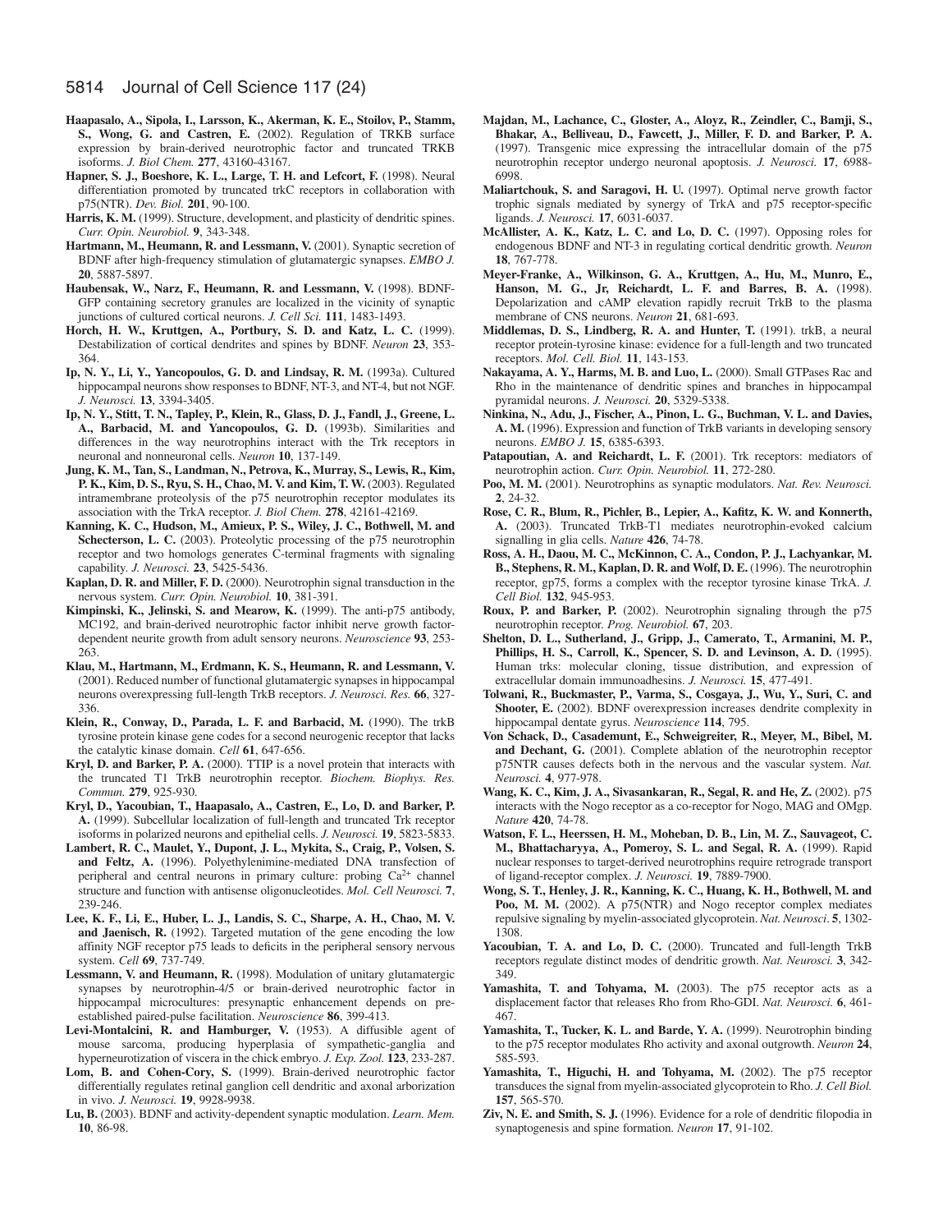**Haapasalo, A., Sipola, I., Larsson, K., Akerman, K. E., Stoilov, P., Stamm, S., Wong, G. and Castren, E.** (2002). Regulation of TRKB surface expression by brain-derived neurotrophic factor and truncated TRKB isoforms. *J. Biol Chem.* **277**, 43160-43167.

**Hapner, S. J., Boeshore, K. L., Large, T. H. and Lefcort, F.** (1998). Neural differentiation promoted by truncated trkC receptors in collaboration with p75(NTR). *Dev. Biol.* **201**, 90-100.

**Harris, K. M.** (1999). Structure, development, and plasticity of dendritic spines. *Curr. Opin. Neurobiol.* **9**, 343-348.

**Hartmann, M., Heumann, R. and Lessmann, V.** (2001). Synaptic secretion of BDNF after high-frequency stimulation of glutamatergic synapses. *EMBO J.* **20**, 5887-5897.

**Haubensak, W., Narz, F., Heumann, R. and Lessmann, V.** (1998). BDNF-GFP containing secretory granules are localized in the vicinity of synaptic junctions of cultured cortical neurons. *J. Cell Sci.* **111**, 1483-1493.

**Horch, H. W., Kruttgen, A., Portbury, S. D. and Katz, L. C.** (1999). Destabilization of cortical dendrites and spines by BDNF. *Neuron* **23**, 353-364.

**Ip, N. Y., Li, Y., Yancopoulos, G. D. and Lindsay, R. M.** (1993a). Cultured hippocampal neurons show responses to BDNF, NT-3, and NT-4, but not NGF. *J. Neurosci.* **13**, 3394-3405.

**Ip, N. Y., Stitt, T. N., Tapley, P., Klein, R., Glass, D. J., Fandl, J., Greene, L. A., Barbacid, M. and Yancopoulos, G. D.** (1993b). Similarities and differences in the way neurotrophins interact with the Trk receptors in neuronal and nonneuronal cells. *Neuron* **10**, 137-149.

**Jung, K. M., Tan, S., Landman, N., Petrova, K., Murray, S., Lewis, R., Kim, P. K., Kim, D. S., Ryu, S. H., Chao, M. V. and Kim, T. W.** (2003). Regulated intramembrane proteolysis of the p75 neurotrophin receptor modulates its association with the TrkA receptor. *J. Biol Chem.* **278**, 42161-42169.

**Kanning, K. C., Hudson, M., Amieux, P. S., Wiley, J. C., Bothwell, M. and Schecterson, L. C.** (2003). Proteolytic processing of the p75 neurotrophin receptor and two homologs generates C-terminal fragments with signaling capability. *J. Neurosci.* **23**, 5425-5436.

**Kaplan, D. R. and Miller, F. D.** (2000). Neurotrophin signal transduction in the nervous system. *Curr. Opin. Neurobiol.* **10**, 381-391.

**Kimpinski, K., Jelinski, S. and Mearow, K.** (1999). The anti-p75 antibody, MC192, and brain-derived neurotrophic factor inhibit nerve growth factor-dependent neurite growth from adult sensory neurons. *Neuroscience* **93**, 253-263.

**Klau, M., Hartmann, M., Erdmann, K. S., Heumann, R. and Lessmann, V.** (2001). Reduced number of functional glutamatergic synapses in hippocampal neurons overexpressing full-length TrkB receptors. *J. Neurosci. Res.* **66**, 327-336.

**Klein, R., Conway, D., Parada, L. F. and Barbacid, M.** (1990). The trkB tyrosine protein kinase gene codes for a second neurogenic receptor that lacks the catalytic kinase domain. *Cell* **61**, 647-656.

**Kryl, D. and Barker, P. A.** (2000). TTIP is a novel protein that interacts with the truncated T1 TrkB neurotrophin receptor. *Biochem. Biophys. Res. Commun.* **279**, 925-930.

**Kryl, D., Yacoubian, T., Haapasalo, A., Castren, E., Lo, D. and Barker, P. A.** (1999). Subcellular localization of full-length and truncated Trk receptor isoforms in polarized neurons and epithelial cells. *J. Neurosci.* **19**, 5823-5833.

**Lambert, R. C., Maulet, Y., Dupont, J. L., Mykita, S., Craig, P., Volsen, S. and Feltz, A.** (1996). Polyethylenimine-mediated DNA transfection of peripheral and central neurons in primary culture: probing $Ca^{2+}$ channel structure and function with antisense oligonucleotides. *Mol. Cell Neurosci.* **7**, 239-246.

**Lee, K. F., Li, E., Huber, L. J., Landis, S. C., Sharpe, A. H., Chao, M. V. and Jaenisch, R.** (1992). Targeted mutation of the gene encoding the low affinity NGF receptor p75 leads to deficits in the peripheral sensory nervous system. *Cell* **69**, 737-749.

**Lessmann, V. and Heumann, R.** (1998). Modulation of unitary glutamatergic synapses by neurotrophin-4/5 or brain-derived neurotrophic factor in hippocampal microcultures: presynaptic enhancement depends on pre-established paired-pulse facilitation. *Neuroscience* **86**, 399-413.

**Levi-Montalcini, R. and Hamburger, V.** (1953). A diffusible agent of mouse sarcoma, producing hyperplasia of sympathetic-ganglia and hyperneurotization of viscera in the chick embryo. *J. Exp. Zool.* **123**, 233-287.

**Lom, B. and Cohen-Cory, S.** (1999). Brain-derived neurotrophic factor differentially regulates retinal ganglion cell dendritic and axonal arborization in vivo. *J. Neurosci.* **19**, 9928-9938.

**Lu, B.** (2003). BDNF and activity-dependent synaptic modulation. *Learn. Mem.* **10**, 86-98.

**Majdan, M., Lachance, C., Gloster, A., Aloyz, R., Zeindler, C., Bamji, S., Bhakar, A., Belliveau, D., Fawcett, J., Miller, F. D. and Barker, P. A.** (1997). Transgenic mice expressing the intracellular domain of the p75 neurotrophin receptor undergo neuronal apoptosis. *J. Neurosci.* **17**, 6988-6998.

**Maliartchouk, S. and Saragovi, H. U.** (1997). Optimal nerve growth factor trophic signals mediated by synergy of TrkA and p75 receptor-specific ligands. *J. Neurosci.* **17**, 6031-6037.

**McAllister, A. K., Katz, L. C. and Lo, D. C.** (1997). Opposing roles for endogenous BDNF and NT-3 in regulating cortical dendritic growth. *Neuron* **18**, 767-778.

**Meyer-Franke, A., Wilkinson, G. A., Kruttgen, A., Hu, M., Munro, E., Hanson, M. G., Jr, Reichardt, L. F. and Barres, B. A.** (1998). Depolarization and cAMP elevation rapidly recruit TrkB to the plasma membrane of CNS neurons. *Neuron* **21**, 681-693.

**Middlemas, D. S., Lindberg, R. A. and Hunter, T.** (1991). trkB, a neural receptor protein-tyrosine kinase: evidence for a full-length and two truncated receptors. *Mol. Cell. Biol.* **11**, 143-153.

**Nakayama, A. Y., Harms, M. B. and Luo, L.** (2000). Small GTPases Rac and Rho in the maintenance of dendritic spines and branches in hippocampal pyramidal neurons. *J. Neurosci.* **20**, 5329-5338.

**Ninkina, N., Adu, J., Fischer, A., Pinon, L. G., Buchman, V. L. and Davies, A. M.** (1996). Expression and function of TrkB variants in developing sensory neurons. *EMBO J.* **15**, 6385-6393.

**Patapoutian, A. and Reichardt, L. F.** (2001). Trk receptors: mediators of neurotrophin action. *Curr. Opin. Neurobiol.* **11**, 272-280.

**Poo, M. M.** (2001). Neurotrophins as synaptic modulators. *Nat. Rev. Neurosci.* **2**, 24-32.

**Rose, C. R., Blum, R., Pichler, B., Lepier, A., Kafitz, K. W. and Konnerth, A.** (2003). Truncated TrkB-T1 mediates neurotrophin-evoked calcium signalling in glia cells. *Nature* **426**, 74-78.

**Ross, A. H., Daou, M. C., McKinnon, C. A., Condon, P. J., Lachyankar, M. B., Stephens, R. M., Kaplan, D. R. and Wolf, D. E.** (1996). The neurotrophin receptor, gp75, forms a complex with the receptor tyrosine kinase TrkA. *J. Cell Biol.* **132**, 945-953.

**Roux, P. and Barker, P.** (2002). Neurotrophin signaling through the p75 neurotrophin receptor. *Prog. Neurobiol.* **67**, 203.

**Shelton, D. L., Sutherland, J., Gripp, J., Camerato, T., Armanini, M. P., Phillips, H. S., Carroll, K., Spencer, S. D. and Levinson, A. D.** (1995). Human trks: molecular cloning, tissue distribution, and expression of extracellular domain immunoadhesins. *J. Neurosci.* **15**, 477-491.

**Tolwani, R., Buckmaster, P., Varma, S., Cosgaya, J., Wu, Y., Suri, C. and Shooter, E.** (2002). BDNF overexpression increases dendrite complexity in hippocampal dentate gyrus. *Neuroscience* **114**, 795.

**Von Schack, D., Casademunt, E., Schweigreiter, R., Meyer, M., Bibel, M. and Dechant, G.** (2001). Complete ablation of the neurotrophin receptor p75NTR causes defects both in the nervous and the vascular system. *Nat. Neurosci.* **4**, 977-978.

**Wang, K. C., Kim, J. A., Sivasankaran, R., Segal, R. and He, Z.** (2002). p75 interacts with the Nogo receptor as a co-receptor for Nogo, MAG and OMgp. *Nature* **420**, 74-78.

**Watson, F. L., Heerssen, H. M., Moheban, D. B., Lin, M. Z., Sauvageot, C. M., Bhattacharyya, A., Pomeroy, S. L. and Segal, R. A.** (1999). Rapid nuclear responses to target-derived neurotrophins require retrograde transport of ligand-receptor complex. *J. Neurosci.* **19**, 7889-7900.

**Wong, S. T., Henley, J. R., Kanning, K. C., Huang, K. H., Bothwell, M. and Poo, M. M.** (2002). A p75(NTR) and Nogo receptor complex mediates repulsive signaling by myelin-associated glycoprotein. *Nat. Neurosci*. **5**, 1302-1308.

**Yacoubian, T. A. and Lo, D. C.** (2000). Truncated and full-length TrkB receptors regulate distinct modes of dendritic growth. *Nat. Neurosci.* **3**, 342-349.

**Yamashita, T. and Tohyama, M.** (2003). The p75 receptor acts as a displacement factor that releases Rho from Rho-GDI. *Nat. Neurosci.* **6**, 461-467.

**Yamashita, T., Tucker, K. L. and Barde, Y. A.** (1999). Neurotrophin binding to the p75 receptor modulates Rho activity and axonal outgrowth. *Neuron* **24**, 585-593.

**Yamashita, T., Higuchi, H. and Tohyama, M.** (2002). The p75 receptor transduces the signal from myelin-associated glycoprotein to Rho. *J. Cell Biol.* **157**, 565-570.

**Ziv, N. E. and Smith, S. J.** (1996). Evidence for a role of dendritic filopodia in synaptogenesis and spine formation. *Neuron* **17**, 91-102.